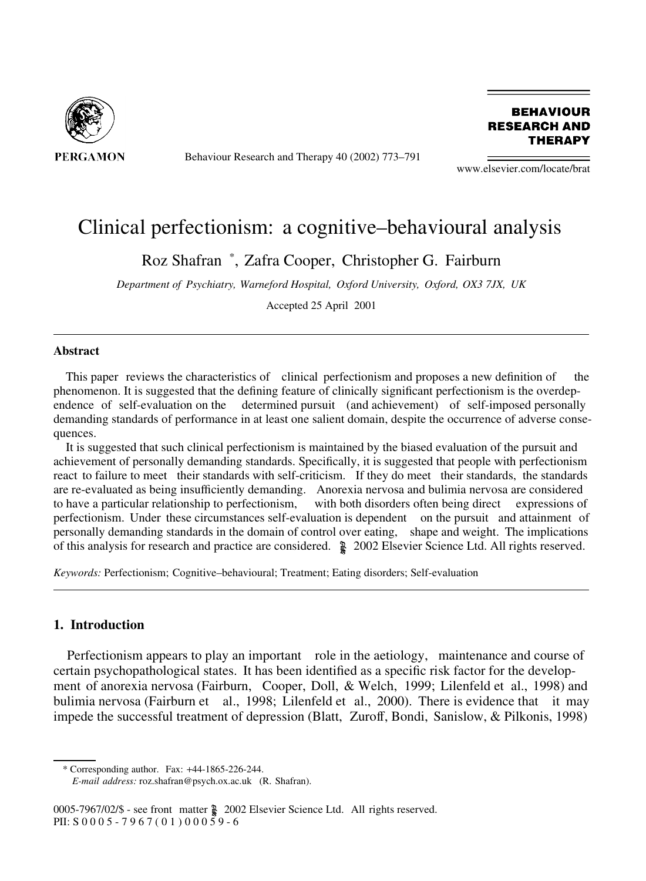# Clinical perfectionism: a cognitive–behavioural analysis

Roz Shafran [*], Zafra Cooper, Christopher G. Fairburn

*Department of Psychiatry, Warneford Hospital, Oxford University, Oxford, OX3 7JX, UK*

Accepted 25 April 2001

## Abstract

This paper reviews the characteristics of clinical perfectionism and proposes a new definition of the phenomenon. It is suggested that the defining feature of clinically significant perfectionism is the overdependence of self-evaluation on the determined pursuit (and achievement) of self-imposed personally demanding standards of performance in at least one salient domain, despite the occurrence of adverse consequences.

It is suggested that such clinical perfectionism is maintained by the biased evaluation of the pursuit and achievement of personally demanding standards. Specifically, it is suggested that people with perfectionism react to failure to meet their standards with self-criticism. If they do meet their standards, the standards are re-evaluated as being insufficiently demanding. Anorexia nervosa and bulimia nervosa are considered to have a particular relationship to perfectionism, with both disorders often being direct expressions of perfectionism. Under these circumstances self-evaluation is dependent on the pursuit and attainment of personally demanding standards in the domain of control over eating, shape and weight. The implications of this analysis for research and practice are considered. © 2002 Elsevier Science Ltd. All rights reserved.

*Keywords:* Perfectionism; Cognitive–behavioural; Treatment; Eating disorders; Self-evaluation

## 1. Introduction

Perfectionism appears to play an important role in the aetiology, maintenance and course of certain psychopathological states. It has been identified as a specific risk factor for the development of anorexia nervosa (Fairburn, Cooper, Doll, & Welch, 1999; Lilenfeld et al., 1998) and bulimia nervosa (Fairburn et al., 1998; Lilenfeld et al., 2000). There is evidence that it may impede the successful treatment of depression (Blatt, Zuroff, Bondi, Sanislow, & Pilkonis, 1998)

[*] Corresponding author. Fax: +44-1865-226-244.
*E-mail address:* roz.shafran@psych.ox.ac.uk (R. Shafran).

0005-7967/02/$ - see front matter © 2002 Elsevier Science Ltd. All rights reserved.
PII: S 0 0 0 5 - 7 9 6 7 ( 0 1 ) 0 0 0 5 9 - 6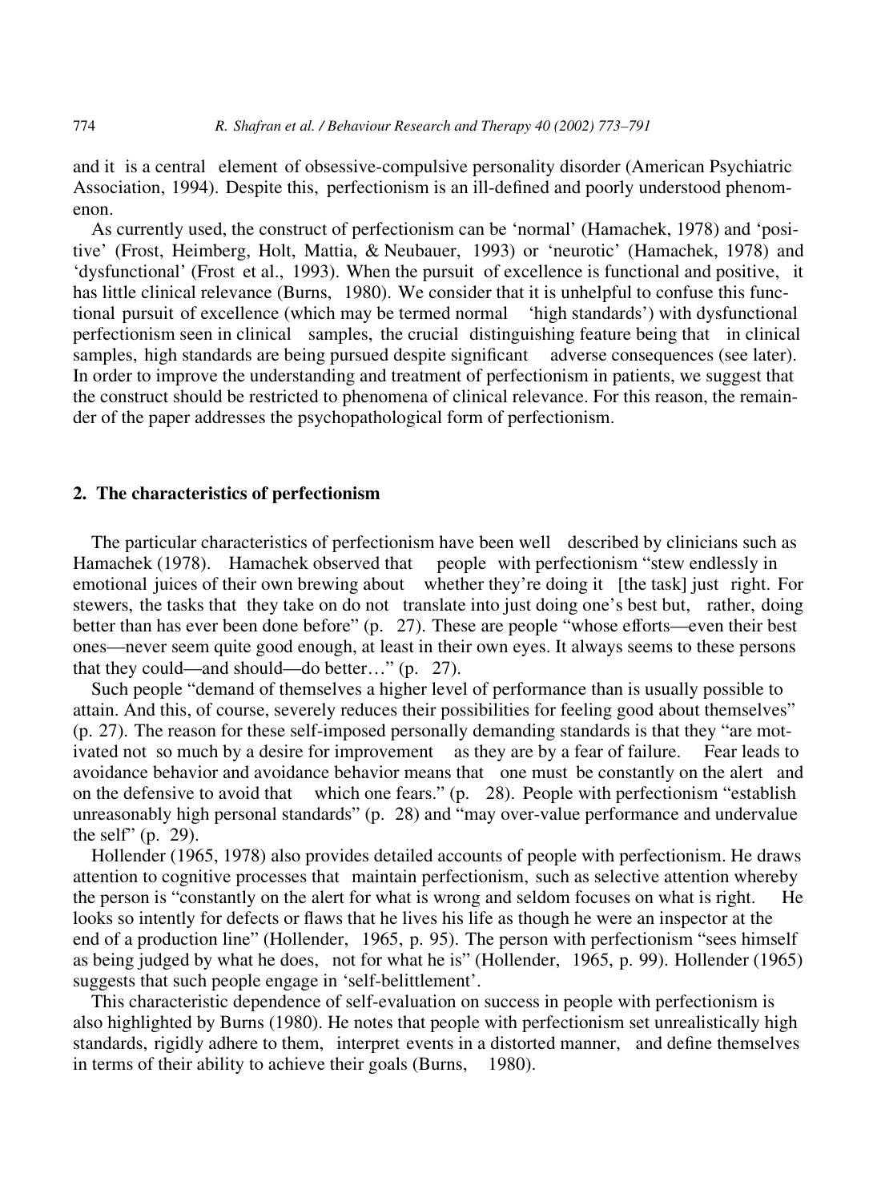and it is a central element of obsessive-compulsive personality disorder (American Psychiatric Association, 1994). Despite this, perfectionism is an ill-defined and poorly understood phenomenon.

As currently used, the construct of perfectionism can be 'normal' (Hamachek, 1978) and 'positive' (Frost, Heimberg, Holt, Mattia, & Neubauer, 1993) or 'neurotic' (Hamachek, 1978) and 'dysfunctional' (Frost et al., 1993). When the pursuit of excellence is functional and positive, it has little clinical relevance (Burns, 1980). We consider that it is unhelpful to confuse this functional pursuit of excellence (which may be termed normal 'high standards') with dysfunctional perfectionism seen in clinical samples, the crucial distinguishing feature being that in clinical samples, high standards are being pursued despite significant adverse consequences (see later). In order to improve the understanding and treatment of perfectionism in patients, we suggest that the construct should be restricted to phenomena of clinical relevance. For this reason, the remainder of the paper addresses the psychopathological form of perfectionism.

## 2. The characteristics of perfectionism

The particular characteristics of perfectionism have been well described by clinicians such as Hamachek (1978). Hamachek observed that people with perfectionism "stew endlessly in emotional juices of their own brewing about whether they're doing it [the task] just right. For stewers, the tasks that they take on do not translate into just doing one's best but, rather, doing better than has ever been done before" (p. 27). These are people "whose efforts—even their best ones—never seem quite good enough, at least in their own eyes. It always seems to these persons that they could—and should—do better…" (p. 27).

Such people "demand of themselves a higher level of performance than is usually possible to attain. And this, of course, severely reduces their possibilities for feeling good about themselves" (p. 27). The reason for these self-imposed personally demanding standards is that they "are motivated not so much by a desire for improvement as they are by a fear of failure. Fear leads to avoidance behavior and avoidance behavior means that one must be constantly on the alert and on the defensive to avoid that which one fears." (p. 28). People with perfectionism "establish unreasonably high personal standards" (p. 28) and "may over-value performance and undervalue the self" (p. 29).

Hollender (1965, 1978) also provides detailed accounts of people with perfectionism. He draws attention to cognitive processes that maintain perfectionism, such as selective attention whereby the person is "constantly on the alert for what is wrong and seldom focuses on what is right. He looks so intently for defects or flaws that he lives his life as though he were an inspector at the end of a production line" (Hollender, 1965, p. 95). The person with perfectionism "sees himself as being judged by what he does, not for what he is" (Hollender, 1965, p. 99). Hollender (1965) suggests that such people engage in 'self-belittlement'.

This characteristic dependence of self-evaluation on success in people with perfectionism is also highlighted by Burns (1980). He notes that people with perfectionism set unrealistically high standards, rigidly adhere to them, interpret events in a distorted manner, and define themselves in terms of their ability to achieve their goals (Burns, 1980).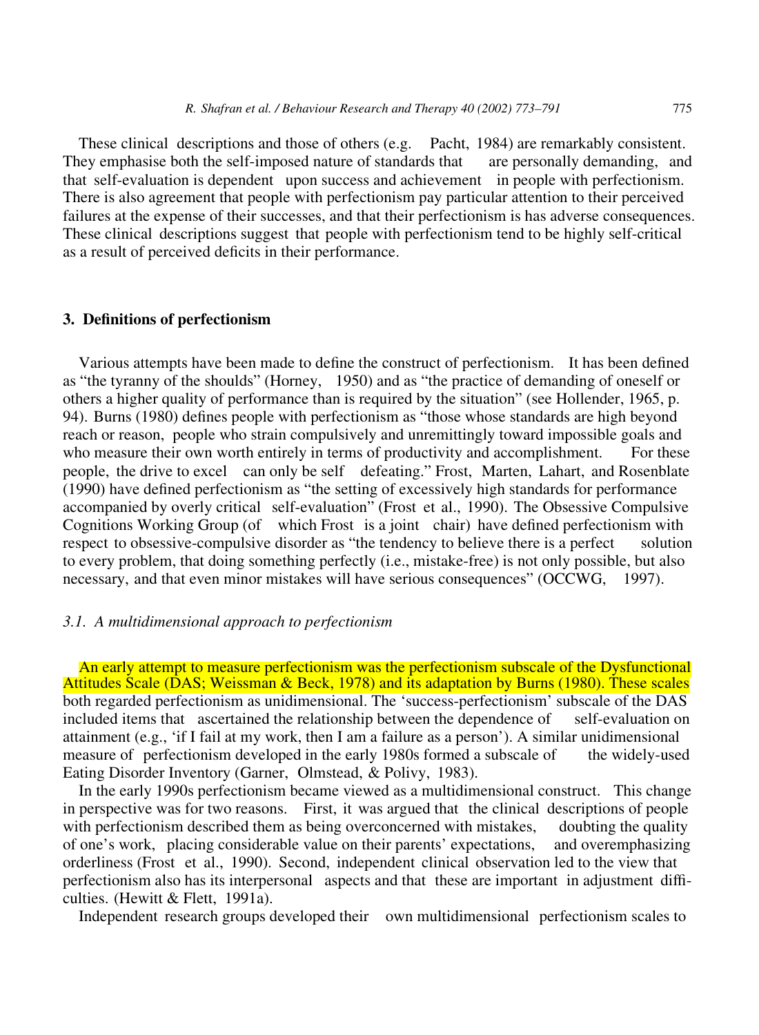These clinical descriptions and those of others (e.g. Pacht, 1984) are remarkably consistent. They emphasise both the self-imposed nature of standards that are personally demanding, and that self-evaluation is dependent upon success and achievement in people with perfectionism. There is also agreement that people with perfectionism pay particular attention to their perceived failures at the expense of their successes, and that their perfectionism is has adverse consequences. These clinical descriptions suggest that people with perfectionism tend to be highly self-critical as a result of perceived deficits in their performance.

## 3. Definitions of perfectionism

Various attempts have been made to define the construct of perfectionism. It has been defined as "the tyranny of the shoulds" (Horney, 1950) and as "the practice of demanding of oneself or others a higher quality of performance than is required by the situation" (see Hollender, 1965, p. 94). Burns (1980) defines people with perfectionism as "those whose standards are high beyond reach or reason, people who strain compulsively and unremittingly toward impossible goals and who measure their own worth entirely in terms of productivity and accomplishment. For these people, the drive to excel can only be self defeating." Frost, Marten, Lahart, and Rosenblate (1990) have defined perfectionism as "the setting of excessively high standards for performance accompanied by overly critical self-evaluation" (Frost et al., 1990). The Obsessive Compulsive Cognitions Working Group (of which Frost is a joint chair) have defined perfectionism with respect to obsessive-compulsive disorder as "the tendency to believe there is a perfect solution to every problem, that doing something perfectly (i.e., mistake-free) is not only possible, but also necessary, and that even minor mistakes will have serious consequences" (OCCWG, 1997).

### *3.1. A multidimensional approach to perfectionism*

An early attempt to measure perfectionism was the perfectionism subscale of the Dysfunctional Attitudes Scale (DAS; Weissman & Beck, 1978) and its adaptation by Burns (1980). These scales both regarded perfectionism as unidimensional. The 'success-perfectionism' subscale of the DAS included items that ascertained the relationship between the dependence of self-evaluation on attainment (e.g., 'if I fail at my work, then I am a failure as a person'). A similar unidimensional measure of perfectionism developed in the early 1980s formed a subscale of the widely-used Eating Disorder Inventory (Garner, Olmstead, & Polivy, 1983).

In the early 1990s perfectionism became viewed as a multidimensional construct. This change in perspective was for two reasons. First, it was argued that the clinical descriptions of people with perfectionism described them as being overconcerned with mistakes, doubting the quality of one's work, placing considerable value on their parents' expectations, and overemphasizing orderliness (Frost et al., 1990). Second, independent clinical observation led to the view that perfectionism also has its interpersonal aspects and that these are important in adjustment difficulties. (Hewitt & Flett, 1991a).

Independent research groups developed their own multidimensional perfectionism scales to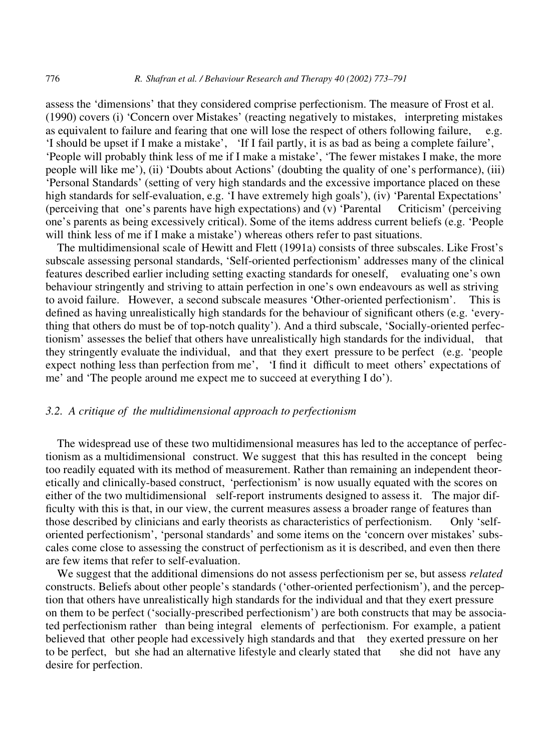assess the 'dimensions' that they considered comprise perfectionism. The measure of Frost et al. (1990) covers (i) 'Concern over Mistakes' (reacting negatively to mistakes, interpreting mistakes as equivalent to failure and fearing that one will lose the respect of others following failure, e.g. 'I should be upset if I make a mistake', 'If I fail partly, it is as bad as being a complete failure', 'People will probably think less of me if I make a mistake', 'The fewer mistakes I make, the more people will like me'), (ii) 'Doubts about Actions' (doubting the quality of one's performance), (iii) 'Personal Standards' (setting of very high standards and the excessive importance placed on these high standards for self-evaluation, e.g. 'I have extremely high goals'), (iv) 'Parental Expectations' (perceiving that one's parents have high expectations) and (v) 'Parental Criticism' (perceiving one's parents as being excessively critical). Some of the items address current beliefs (e.g. 'People will think less of me if I make a mistake') whereas others refer to past situations.

The multidimensional scale of Hewitt and Flett (1991a) consists of three subscales. Like Frost's subscale assessing personal standards, 'Self-oriented perfectionism' addresses many of the clinical features described earlier including setting exacting standards for oneself, evaluating one's own behaviour stringently and striving to attain perfection in one's own endeavours as well as striving to avoid failure. However, a second subscale measures 'Other-oriented perfectionism'. This is defined as having unrealistically high standards for the behaviour of significant others (e.g. 'everything that others do must be of top-notch quality'). And a third subscale, 'Socially-oriented perfectionism' assesses the belief that others have unrealistically high standards for the individual, that they stringently evaluate the individual, and that they exert pressure to be perfect (e.g. 'people expect nothing less than perfection from me', 'I find it difficult to meet others' expectations of me' and 'The people around me expect me to succeed at everything I do').

### 3.2. A critique of the multidimensional approach to perfectionism

The widespread use of these two multidimensional measures has led to the acceptance of perfectionism as a multidimensional construct. We suggest that this has resulted in the concept being too readily equated with its method of measurement. Rather than remaining an independent theoretically and clinically-based construct, 'perfectionism' is now usually equated with the scores on either of the two multidimensional self-report instruments designed to assess it. The major difficulty with this is that, in our view, the current measures assess a broader range of features than those described by clinicians and early theorists as characteristics of perfectionism. Only 'self-oriented perfectionism', 'personal standards' and some items on the 'concern over mistakes' subscales come close to assessing the construct of perfectionism as it is described, and even then there are few items that refer to self-evaluation.

We suggest that the additional dimensions do not assess perfectionism per se, but assess *related* constructs. Beliefs about other people's standards ('other-oriented perfectionism'), and the perception that others have unrealistically high standards for the individual and that they exert pressure on them to be perfect ('socially-prescribed perfectionism') are both constructs that may be associated perfectionism rather than being integral elements of perfectionism. For example, a patient believed that other people had excessively high standards and that they exerted pressure on her to be perfect, but she had an alternative lifestyle and clearly stated that she did not have any desire for perfection.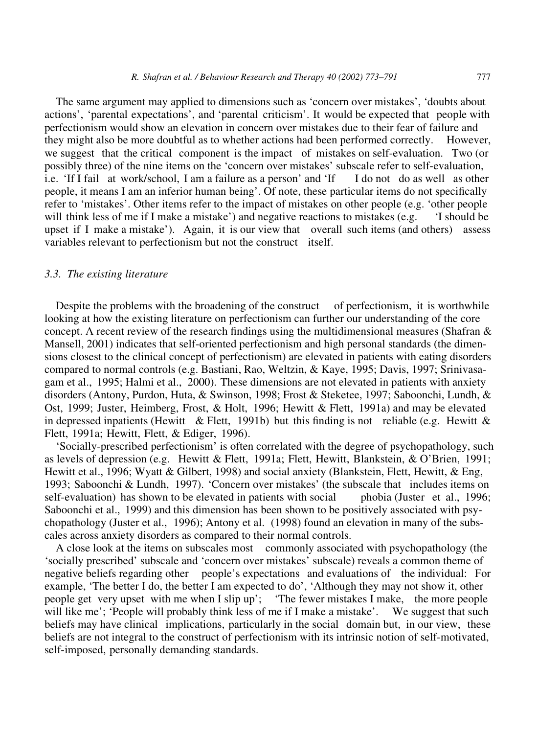The same argument may applied to dimensions such as 'concern over mistakes', 'doubts about actions', 'parental expectations', and 'parental criticism'. It would be expected that people with perfectionism would show an elevation in concern over mistakes due to their fear of failure and they might also be more doubtful as to whether actions had been performed correctly. However, we suggest that the critical component is the impact of mistakes on self-evaluation. Two (or possibly three) of the nine items on the 'concern over mistakes' subscale refer to self-evaluation, i.e. 'If I fail at work/school, I am a failure as a person' and 'If I do not do as well as other people, it means I am an inferior human being'. Of note, these particular items do not specifically refer to 'mistakes'. Other items refer to the impact of mistakes on other people (e.g. 'other people will think less of me if I make a mistake') and negative reactions to mistakes (e.g. 'I should be upset if I make a mistake'). Again, it is our view that overall such items (and others) assess variables relevant to perfectionism but not the construct itself.

### *3.3. The existing literature*

Despite the problems with the broadening of the construct of perfectionism, it is worthwhile looking at how the existing literature on perfectionism can further our understanding of the core concept. A recent review of the research findings using the multidimensional measures (Shafran & Mansell, 2001) indicates that self-oriented perfectionism and high personal standards (the dimensions closest to the clinical concept of perfectionism) are elevated in patients with eating disorders compared to normal controls (e.g. Bastiani, Rao, Weltzin, & Kaye, 1995; Davis, 1997; Srinivasagam et al., 1995; Halmi et al., 2000). These dimensions are not elevated in patients with anxiety disorders (Antony, Purdon, Huta, & Swinson, 1998; Frost & Steketee, 1997; Saboonchi, Lundh, & Ost, 1999; Juster, Heimberg, Frost, & Holt, 1996; Hewitt & Flett, 1991a) and may be elevated in depressed inpatients (Hewitt & Flett, 1991b) but this finding is not reliable (e.g. Hewitt & Flett, 1991a; Hewitt, Flett, & Ediger, 1996).

'Socially-prescribed perfectionism' is often correlated with the degree of psychopathology, such as levels of depression (e.g. Hewitt & Flett, 1991a; Flett, Hewitt, Blankstein, & O'Brien, 1991; Hewitt et al., 1996; Wyatt & Gilbert, 1998) and social anxiety (Blankstein, Flett, Hewitt, & Eng, 1993; Saboonchi & Lundh, 1997). 'Concern over mistakes' (the subscale that includes items on self-evaluation) has shown to be elevated in patients with social phobia (Juster et al., 1996; Saboonchi et al., 1999) and this dimension has been shown to be positively associated with psychopathology (Juster et al., 1996); Antony et al. (1998) found an elevation in many of the subscales across anxiety disorders as compared to their normal controls.

A close look at the items on subscales most commonly associated with psychopathology (the 'socially prescribed' subscale and 'concern over mistakes' subscale) reveals a common theme of negative beliefs regarding other people's expectations and evaluations of the individual: For example, 'The better I do, the better I am expected to do', 'Although they may not show it, other people get very upset with me when I slip up'; 'The fewer mistakes I make, the more people will like me'; 'People will probably think less of me if I make a mistake'. We suggest that such beliefs may have clinical implications, particularly in the social domain but, in our view, these beliefs are not integral to the construct of perfectionism with its intrinsic notion of self-motivated, self-imposed, personally demanding standards.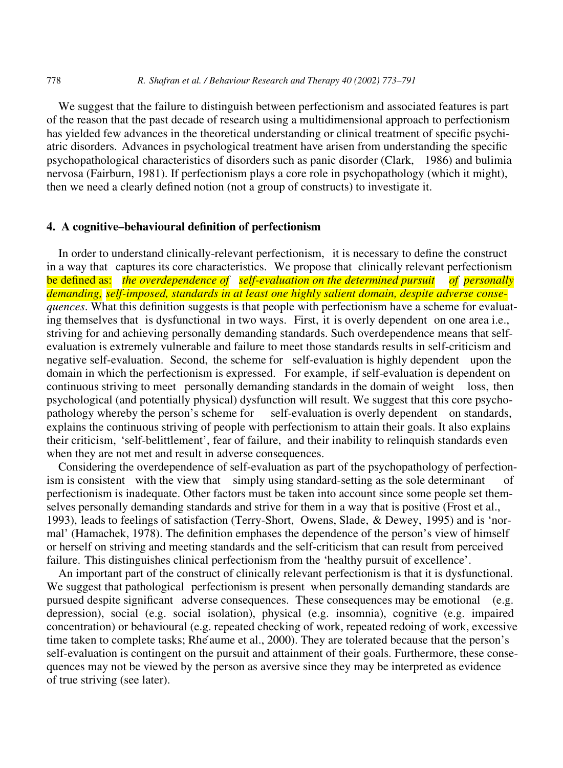We suggest that the failure to distinguish between perfectionism and associated features is part of the reason that the past decade of research using a multidimensional approach to perfectionism has yielded few advances in the theoretical understanding or clinical treatment of specific psychiatric disorders. Advances in psychological treatment have arisen from understanding the specific psychopathological characteristics of disorders such as panic disorder (Clark, 1986) and bulimia nervosa (Fairburn, 1981). If perfectionism plays a core role in psychopathology (which it might), then we need a clearly defined notion (not a group of constructs) to investigate it.

## 4. A cognitive–behavioural definition of perfectionism

In order to understand clinically-relevant perfectionism, it is necessary to define the construct in a way that captures its core characteristics. We propose that clinically relevant perfectionism be defined as: *the overdependence of self-evaluation on the determined pursuit of personally demanding, self-imposed, standards in at least one highly salient domain, despite adverse consequences*. What this definition suggests is that people with perfectionism have a scheme for evaluating themselves that is dysfunctional in two ways. First, it is overly dependent on one area i.e., striving for and achieving personally demanding standards. Such overdependence means that self-evaluation is extremely vulnerable and failure to meet those standards results in self-criticism and negative self-evaluation. Second, the scheme for self-evaluation is highly dependent upon the domain in which the perfectionism is expressed. For example, if self-evaluation is dependent on continuous striving to meet personally demanding standards in the domain of weight loss, then psychological (and potentially physical) dysfunction will result. We suggest that this core psychopathology whereby the person's scheme for self-evaluation is overly dependent on standards, explains the continuous striving of people with perfectionism to attain their goals. It also explains their criticism, 'self-belittlement', fear of failure, and their inability to relinquish standards even when they are not met and result in adverse consequences.

Considering the overdependence of self-evaluation as part of the psychopathology of perfectionism is consistent with the view that simply using standard-setting as the sole determinant of perfectionism is inadequate. Other factors must be taken into account since some people set themselves personally demanding standards and strive for them in a way that is positive (Frost et al., 1993), leads to feelings of satisfaction (Terry-Short, Owens, Slade, & Dewey, 1995) and is 'normal' (Hamachek, 1978). The definition emphases the dependence of the person's view of himself or herself on striving and meeting standards and the self-criticism that can result from perceived failure. This distinguishes clinical perfectionism from the 'healthy pursuit of excellence'.

An important part of the construct of clinically relevant perfectionism is that it is dysfunctional. We suggest that pathological perfectionism is present when personally demanding standards are pursued despite significant adverse consequences. These consequences may be emotional (e.g. depression), social (e.g. social isolation), physical (e.g. insomnia), cognitive (e.g. impaired concentration) or behavioural (e.g. repeated checking of work, repeated redoing of work, excessive time taken to complete tasks; Rhéaume et al., 2000). They are tolerated because that the person's self-evaluation is contingent on the pursuit and attainment of their goals. Furthermore, these consequences may not be viewed by the person as aversive since they may be interpreted as evidence of true striving (see later).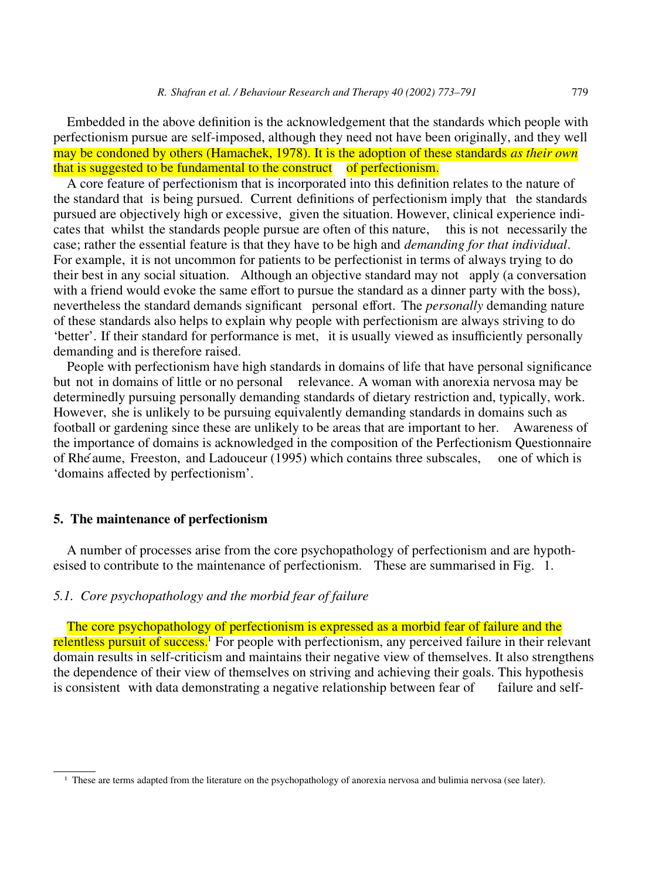Embedded in the above definition is the acknowledgement that the standards which people with perfectionism pursue are self-imposed, although they need not have been originally, and they well may be condoned by others (Hamachek, 1978). It is the adoption of these standards *as their own* that is suggested to be fundamental to the construct of perfectionism.

A core feature of perfectionism that is incorporated into this definition relates to the nature of the standard that is being pursued. Current definitions of perfectionism imply that the standards pursued are objectively high or excessive, given the situation. However, clinical experience indicates that whilst the standards people pursue are often of this nature, this is not necessarily the case; rather the essential feature is that they have to be high and *demanding for that individual*. For example, it is not uncommon for patients to be perfectionist in terms of always trying to do their best in any social situation. Although an objective standard may not apply (a conversation with a friend would evoke the same effort to pursue the standard as a dinner party with the boss), nevertheless the standard demands significant personal effort. The *personally* demanding nature of these standards also helps to explain why people with perfectionism are always striving to do 'better'. If their standard for performance is met, it is usually viewed as insufficiently personally demanding and is therefore raised.

People with perfectionism have high standards in domains of life that have personal significance but not in domains of little or no personal relevance. A woman with anorexia nervosa may be determinedly pursuing personally demanding standards of dietary restriction and, typically, work. However, she is unlikely to be pursuing equivalently demanding standards in domains such as football or gardening since these are unlikely to be areas that are important to her. Awareness of the importance of domains is acknowledged in the composition of the Perfectionism Questionnaire of Rhéaume, Freeston, and Ladouceur (1995) which contains three subscales, one of which is 'domains affected by perfectionism'.

## 5. The maintenance of perfectionism

A number of processes arise from the core psychopathology of perfectionism and are hypothesised to contribute to the maintenance of perfectionism. These are summarised in Fig. 1.

### *5.1. Core psychopathology and the morbid fear of failure*

The core psychopathology of perfectionism is expressed as a morbid fear of failure and the relentless pursuit of success.[1] For people with perfectionism, any perceived failure in their relevant domain results in self-criticism and maintains their negative view of themselves. It also strengthens the dependence of their view of themselves on striving and achieving their goals. This hypothesis is consistent with data demonstrating a negative relationship between fear of failure and self-

[1] These are terms adapted from the literature on the psychopathology of anorexia nervosa and bulimia nervosa (see later).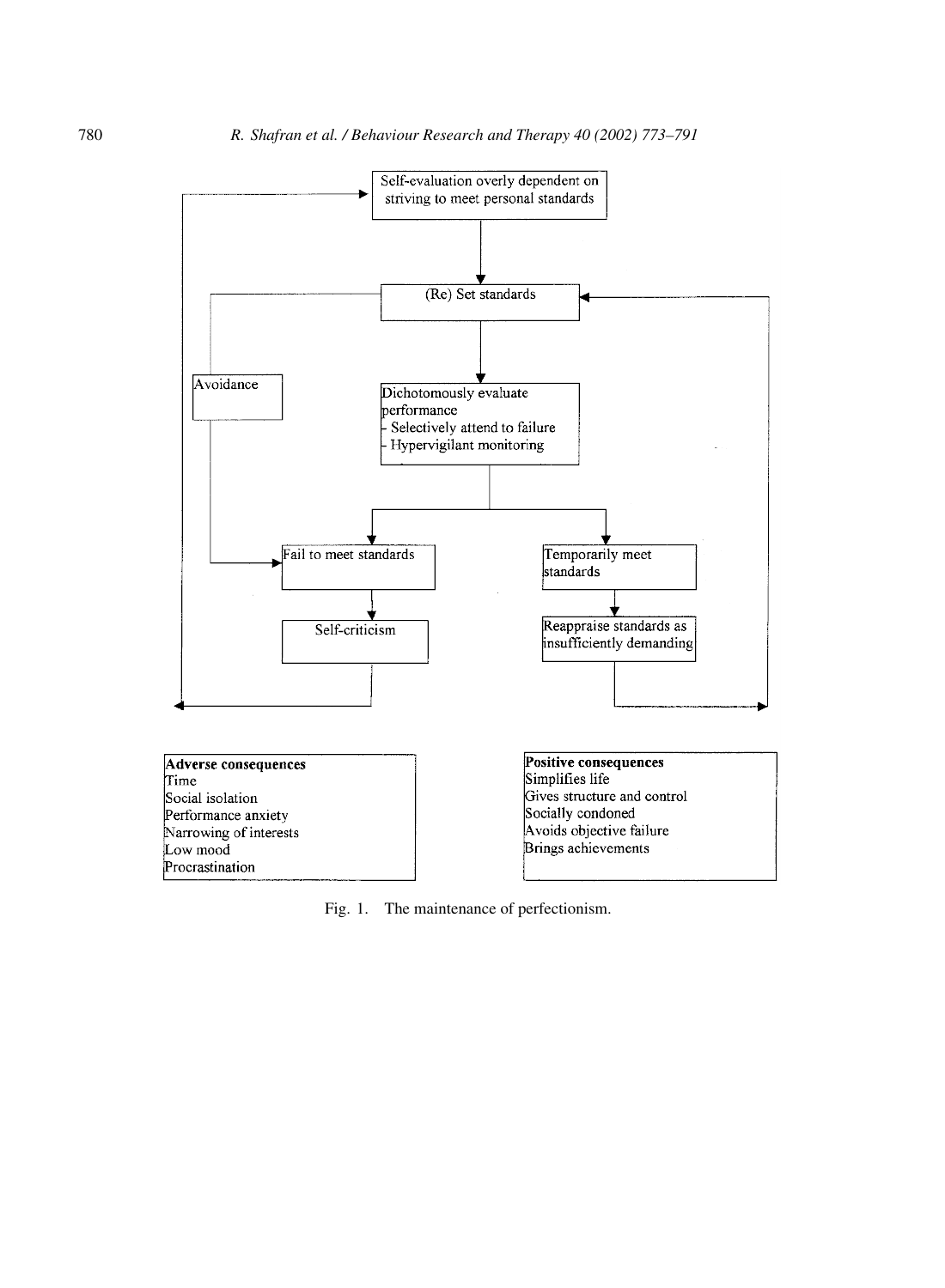Self-evaluation overly dependent on striving to meet personal standards

(Re) Set standards

Avoidance

Dichotomously evaluate performance
- Selectively attend to failure
- Hypervigilant monitoring

Fail to meet standards

Temporarily meet standards

Self-criticism

Reappraise standards as insufficiently demanding

**Adverse consequences**
Time
Social isolation
Performance anxiety
Narrowing of interests
Low mood
Procrastination

**Positive consequences**
Simplifies life
Gives structure and control
Socially condoned
Avoids objective failure
Brings achievements

Fig. 1. The maintenance of perfectionism.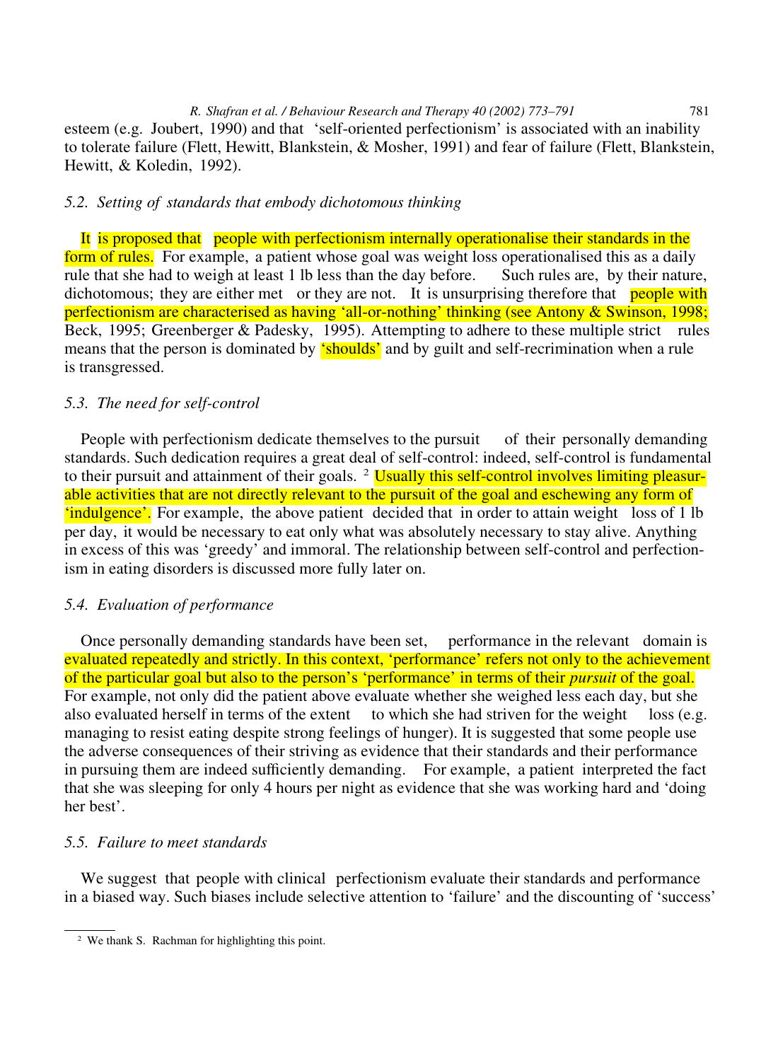esteem (e.g. Joubert, 1990) and that 'self-oriented perfectionism' is associated with an inability to tolerate failure (Flett, Hewitt, Blankstein, & Mosher, 1991) and fear of failure (Flett, Blankstein, Hewitt, & Koledin, 1992).

### *5.2. Setting of standards that embody dichotomous thinking*

It is proposed that people with perfectionism internally operationalise their standards in the form of rules. For example, a patient whose goal was weight loss operationalised this as a daily rule that she had to weigh at least 1 lb less than the day before. Such rules are, by their nature, dichotomous; they are either met or they are not. It is unsurprising therefore that people with perfectionism are characterised as having 'all-or-nothing' thinking (see Antony & Swinson, 1998; Beck, 1995; Greenberger & Padesky, 1995). Attempting to adhere to these multiple strict rules means that the person is dominated by 'shoulds' and by guilt and self-recrimination when a rule is transgressed.

### *5.3. The need for self-control*

People with perfectionism dedicate themselves to the pursuit of their personally demanding standards. Such dedication requires a great deal of self-control: indeed, self-control is fundamental to their pursuit and attainment of their goals.[2] Usually this self-control involves limiting pleasurable activities that are not directly relevant to the pursuit of the goal and eschewing any form of 'indulgence'. For example, the above patient decided that in order to attain weight loss of 1 lb per day, it would be necessary to eat only what was absolutely necessary to stay alive. Anything in excess of this was 'greedy' and immoral. The relationship between self-control and perfectionism in eating disorders is discussed more fully later on.

### *5.4. Evaluation of performance*

Once personally demanding standards have been set, performance in the relevant domain is evaluated repeatedly and strictly. In this context, 'performance' refers not only to the achievement of the particular goal but also to the person's 'performance' in terms of their *pursuit* of the goal. For example, not only did the patient above evaluate whether she weighed less each day, but she also evaluated herself in terms of the extent to which she had striven for the weight loss (e.g. managing to resist eating despite strong feelings of hunger). It is suggested that some people use the adverse consequences of their striving as evidence that their standards and their performance in pursuing them are indeed sufficiently demanding. For example, a patient interpreted the fact that she was sleeping for only 4 hours per night as evidence that she was working hard and 'doing her best'.

### *5.5. Failure to meet standards*

We suggest that people with clinical perfectionism evaluate their standards and performance in a biased way. Such biases include selective attention to 'failure' and the discounting of 'success'

[2] We thank S. Rachman for highlighting this point.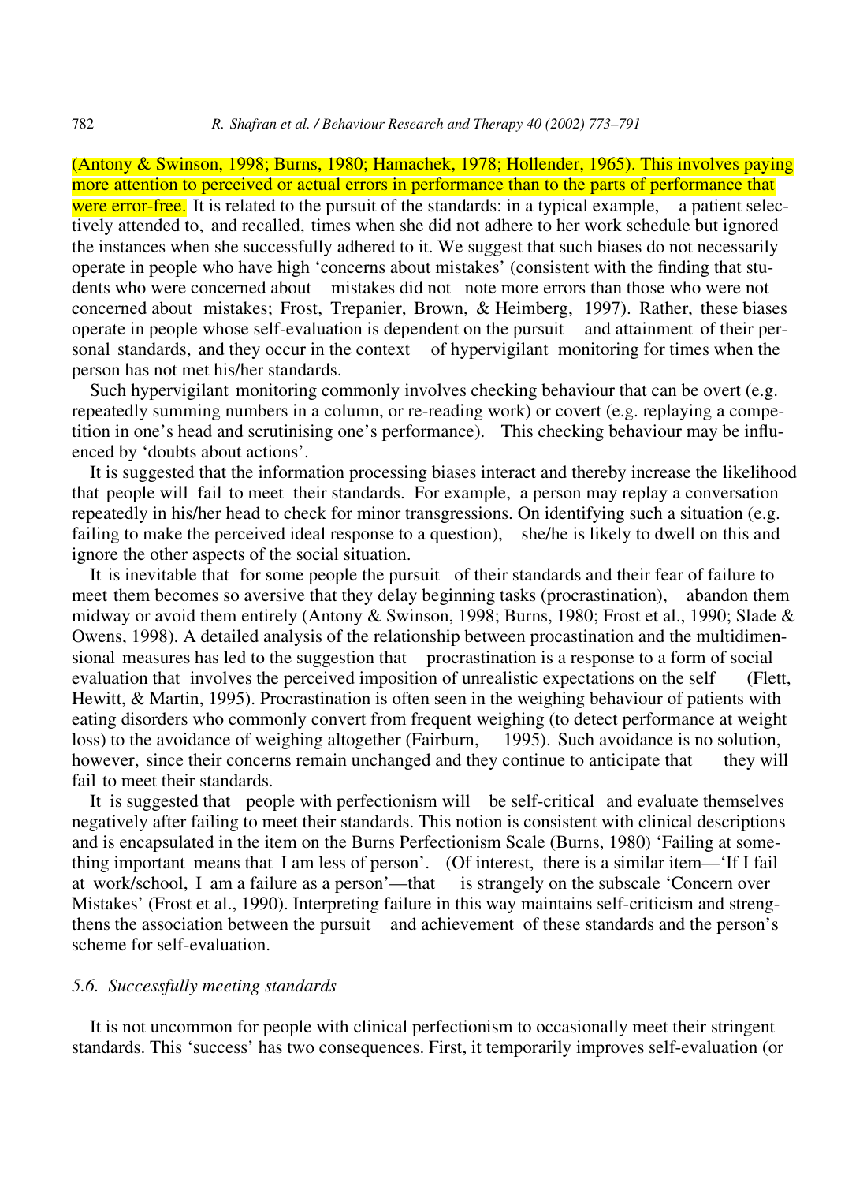(Antony & Swinson, 1998; Burns, 1980; Hamachek, 1978; Hollender, 1965). This involves paying more attention to perceived or actual errors in performance than to the parts of performance that were error-free. It is related to the pursuit of the standards: in a typical example, a patient selectively attended to, and recalled, times when she did not adhere to her work schedule but ignored the instances when she successfully adhered to it. We suggest that such biases do not necessarily operate in people who have high 'concerns about mistakes' (consistent with the finding that students who were concerned about mistakes did not note more errors than those who were not concerned about mistakes; Frost, Trepanier, Brown, & Heimberg, 1997). Rather, these biases operate in people whose self-evaluation is dependent on the pursuit and attainment of their personal standards, and they occur in the context of hypervigilant monitoring for times when the person has not met his/her standards.

Such hypervigilant monitoring commonly involves checking behaviour that can be overt (e.g. repeatedly summing numbers in a column, or re-reading work) or covert (e.g. replaying a competition in one's head and scrutinising one's performance). This checking behaviour may be influenced by 'doubts about actions'.

It is suggested that the information processing biases interact and thereby increase the likelihood that people will fail to meet their standards. For example, a person may replay a conversation repeatedly in his/her head to check for minor transgressions. On identifying such a situation (e.g. failing to make the perceived ideal response to a question), she/he is likely to dwell on this and ignore the other aspects of the social situation.

It is inevitable that for some people the pursuit of their standards and their fear of failure to meet them becomes so aversive that they delay beginning tasks (procrastination), abandon them midway or avoid them entirely (Antony & Swinson, 1998; Burns, 1980; Frost et al., 1990; Slade & Owens, 1998). A detailed analysis of the relationship between procastination and the multidimensional measures has led to the suggestion that procrastination is a response to a form of social evaluation that involves the perceived imposition of unrealistic expectations on the self (Flett, Hewitt, & Martin, 1995). Procrastination is often seen in the weighing behaviour of patients with eating disorders who commonly convert from frequent weighing (to detect performance at weight loss) to the avoidance of weighing altogether (Fairburn, 1995). Such avoidance is no solution, however, since their concerns remain unchanged and they continue to anticipate that they will fail to meet their standards.

It is suggested that people with perfectionism will be self-critical and evaluate themselves negatively after failing to meet their standards. This notion is consistent with clinical descriptions and is encapsulated in the item on the Burns Perfectionism Scale (Burns, 1980) 'Failing at something important means that I am less of person'. (Of interest, there is a similar item—'If I fail at work/school, I am a failure as a person'—that is strangely on the subscale 'Concern over Mistakes' (Frost et al., 1990). Interpreting failure in this way maintains self-criticism and strengthens the association between the pursuit and achievement of these standards and the person's scheme for self-evaluation.

### 5.6. *Successfully meeting standards*

It is not uncommon for people with clinical perfectionism to occasionally meet their stringent standards. This 'success' has two consequences. First, it temporarily improves self-evaluation (or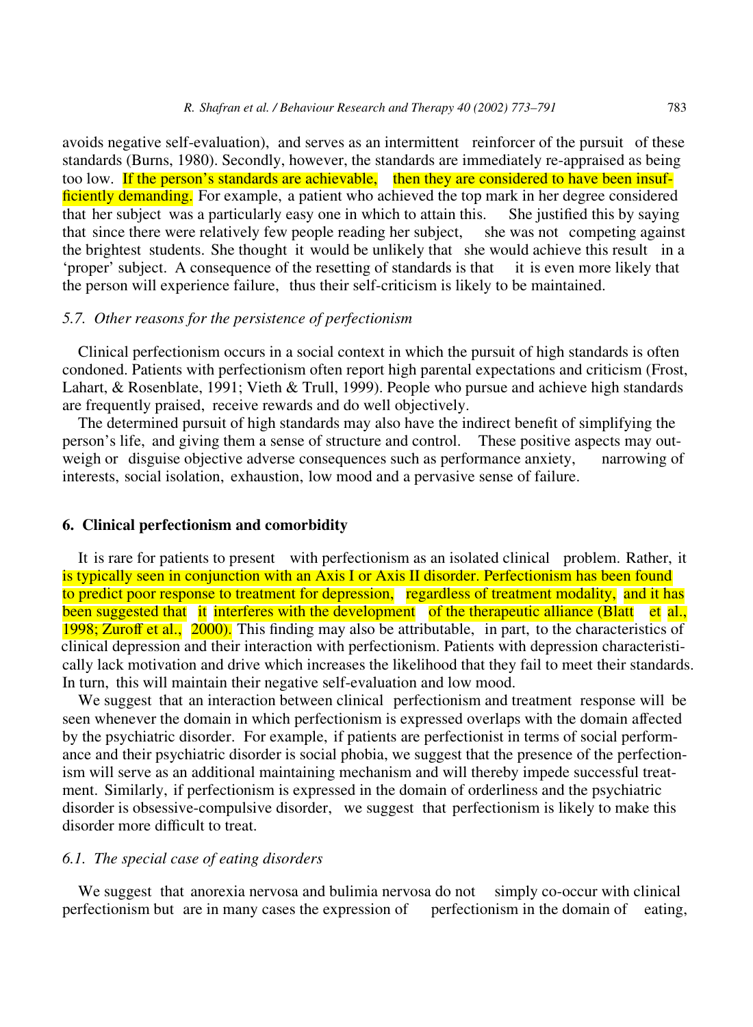avoids negative self-evaluation), and serves as an intermittent reinforcer of the pursuit of these standards (Burns, 1980). Secondly, however, the standards are immediately re-appraised as being too low. If the person's standards are achievable, then they are considered to have been insufficiently demanding. For example, a patient who achieved the top mark in her degree considered that her subject was a particularly easy one in which to attain this. She justified this by saying that since there were relatively few people reading her subject, she was not competing against the brightest students. She thought it would be unlikely that she would achieve this result in a 'proper' subject. A consequence of the resetting of standards is that it is even more likely that the person will experience failure, thus their self-criticism is likely to be maintained.

### *5.7. Other reasons for the persistence of perfectionism*

Clinical perfectionism occurs in a social context in which the pursuit of high standards is often condoned. Patients with perfectionism often report high parental expectations and criticism (Frost, Lahart, & Rosenblate, 1991; Vieth & Trull, 1999). People who pursue and achieve high standards are frequently praised, receive rewards and do well objectively.

The determined pursuit of high standards may also have the indirect benefit of simplifying the person's life, and giving them a sense of structure and control. These positive aspects may outweigh or disguise objective adverse consequences such as performance anxiety, narrowing of interests, social isolation, exhaustion, low mood and a pervasive sense of failure.

## **6. Clinical perfectionism and comorbidity**

It is rare for patients to present with perfectionism as an isolated clinical problem. Rather, it is typically seen in conjunction with an Axis I or Axis II disorder. Perfectionism has been found to predict poor response to treatment for depression, regardless of treatment modality, and it has been suggested that it interferes with the development of the therapeutic alliance (Blatt et al., 1998; Zuroff et al., 2000). This finding may also be attributable, in part, to the characteristics of clinical depression and their interaction with perfectionism. Patients with depression characteristically lack motivation and drive which increases the likelihood that they fail to meet their standards. In turn, this will maintain their negative self-evaluation and low mood.

We suggest that an interaction between clinical perfectionism and treatment response will be seen whenever the domain in which perfectionism is expressed overlaps with the domain affected by the psychiatric disorder. For example, if patients are perfectionist in terms of social performance and their psychiatric disorder is social phobia, we suggest that the presence of the perfectionism will serve as an additional maintaining mechanism and will thereby impede successful treatment. Similarly, if perfectionism is expressed in the domain of orderliness and the psychiatric disorder is obsessive-compulsive disorder, we suggest that perfectionism is likely to make this disorder more difficult to treat.

### *6.1. The special case of eating disorders*

We suggest that anorexia nervosa and bulimia nervosa do not simply co-occur with clinical perfectionism but are in many cases the expression of perfectionism in the domain of eating,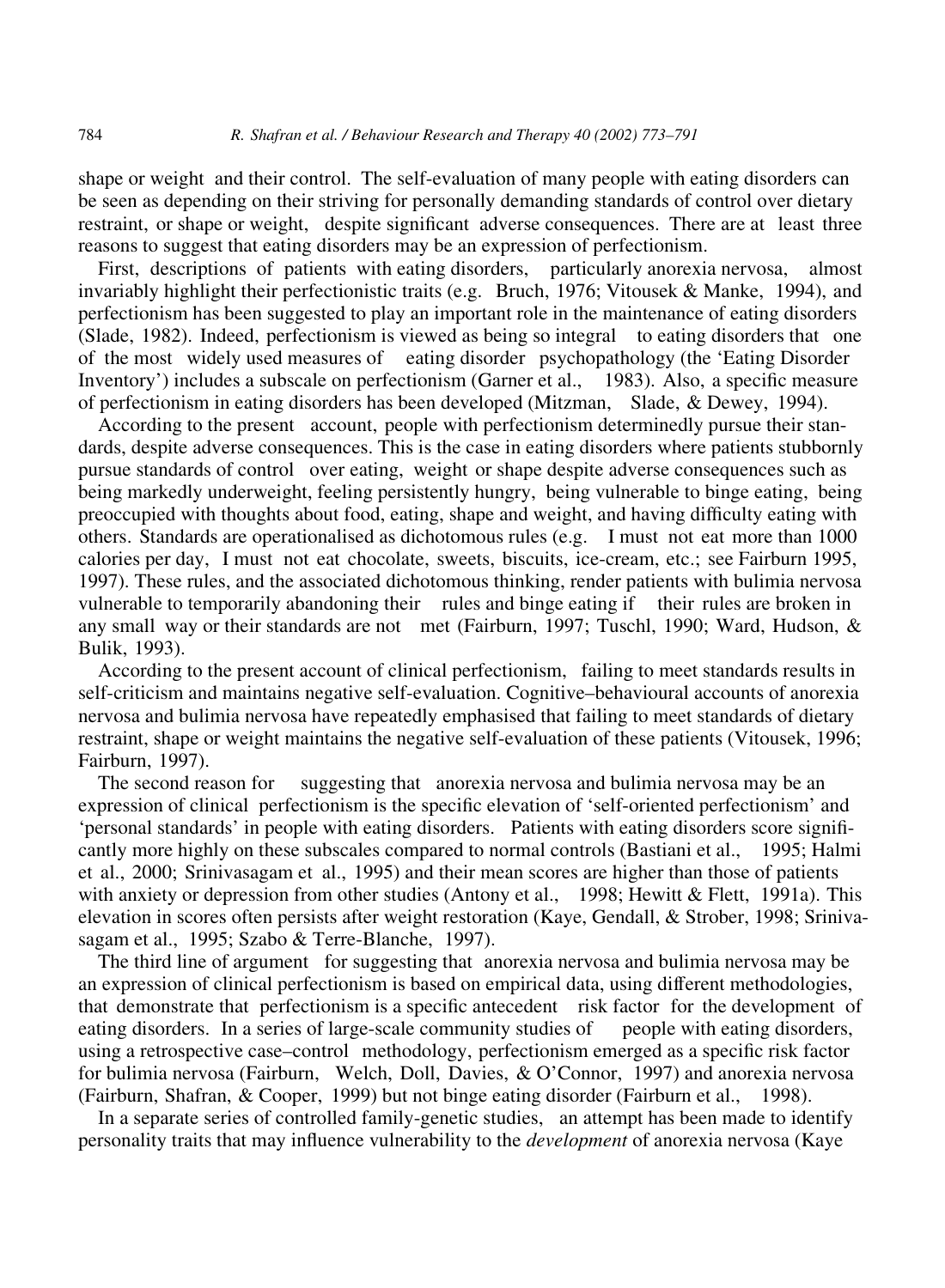shape or weight and their control. The self-evaluation of many people with eating disorders can be seen as depending on their striving for personally demanding standards of control over dietary restraint, or shape or weight, despite significant adverse consequences. There are at least three reasons to suggest that eating disorders may be an expression of perfectionism.

First, descriptions of patients with eating disorders, particularly anorexia nervosa, almost invariably highlight their perfectionistic traits (e.g. Bruch, 1976; Vitousek & Manke, 1994), and perfectionism has been suggested to play an important role in the maintenance of eating disorders (Slade, 1982). Indeed, perfectionism is viewed as being so integral to eating disorders that one of the most widely used measures of eating disorder psychopathology (the 'Eating Disorder Inventory') includes a subscale on perfectionism (Garner et al., 1983). Also, a specific measure of perfectionism in eating disorders has been developed (Mitzman, Slade, & Dewey, 1994).

According to the present account, people with perfectionism determinedly pursue their standards, despite adverse consequences. This is the case in eating disorders where patients stubbornly pursue standards of control over eating, weight or shape despite adverse consequences such as being markedly underweight, feeling persistently hungry, being vulnerable to binge eating, being preoccupied with thoughts about food, eating, shape and weight, and having difficulty eating with others. Standards are operationalised as dichotomous rules (e.g. I must not eat more than 1000 calories per day, I must not eat chocolate, sweets, biscuits, ice-cream, etc.; see Fairburn 1995, 1997). These rules, and the associated dichotomous thinking, render patients with bulimia nervosa vulnerable to temporarily abandoning their rules and binge eating if their rules are broken in any small way or their standards are not met (Fairburn, 1997; Tuschl, 1990; Ward, Hudson, & Bulik, 1993).

According to the present account of clinical perfectionism, failing to meet standards results in self-criticism and maintains negative self-evaluation. Cognitive–behavioural accounts of anorexia nervosa and bulimia nervosa have repeatedly emphasised that failing to meet standards of dietary restraint, shape or weight maintains the negative self-evaluation of these patients (Vitousek, 1996; Fairburn, 1997).

The second reason for suggesting that anorexia nervosa and bulimia nervosa may be an expression of clinical perfectionism is the specific elevation of 'self-oriented perfectionism' and 'personal standards' in people with eating disorders. Patients with eating disorders score significantly more highly on these subscales compared to normal controls (Bastiani et al., 1995; Halmi et al., 2000; Srinivasagam et al., 1995) and their mean scores are higher than those of patients with anxiety or depression from other studies (Antony et al., 1998; Hewitt & Flett, 1991a). This elevation in scores often persists after weight restoration (Kaye, Gendall, & Strober, 1998; Srinivasagam et al., 1995; Szabo & Terre-Blanche, 1997).

The third line of argument for suggesting that anorexia nervosa and bulimia nervosa may be an expression of clinical perfectionism is based on empirical data, using different methodologies, that demonstrate that perfectionism is a specific antecedent risk factor for the development of eating disorders. In a series of large-scale community studies of people with eating disorders, using a retrospective case–control methodology, perfectionism emerged as a specific risk factor for bulimia nervosa (Fairburn, Welch, Doll, Davies, & O'Connor, 1997) and anorexia nervosa (Fairburn, Shafran, & Cooper, 1999) but not binge eating disorder (Fairburn et al., 1998).

In a separate series of controlled family-genetic studies, an attempt has been made to identify personality traits that may influence vulnerability to the *development* of anorexia nervosa (Kaye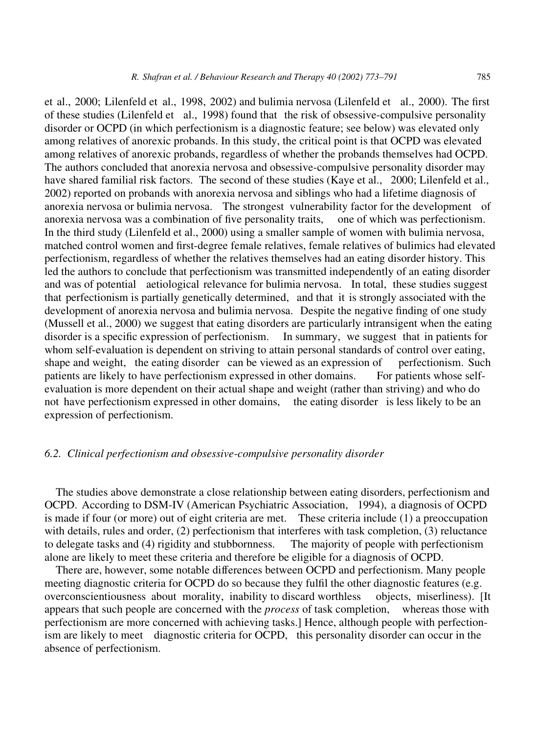et al., 2000; Lilenfeld et al., 1998, 2002) and bulimia nervosa (Lilenfeld et al., 2000). The first of these studies (Lilenfeld et al., 1998) found that the risk of obsessive-compulsive personality disorder or OCPD (in which perfectionism is a diagnostic feature; see below) was elevated only among relatives of anorexic probands. In this study, the critical point is that OCPD was elevated among relatives of anorexic probands, regardless of whether the probands themselves had OCPD. The authors concluded that anorexia nervosa and obsessive-compulsive personality disorder may have shared familial risk factors. The second of these studies (Kaye et al., 2000; Lilenfeld et al., 2002) reported on probands with anorexia nervosa and siblings who had a lifetime diagnosis of anorexia nervosa or bulimia nervosa. The strongest vulnerability factor for the development of anorexia nervosa was a combination of five personality traits, one of which was perfectionism. In the third study (Lilenfeld et al., 2000) using a smaller sample of women with bulimia nervosa, matched control women and first-degree female relatives, female relatives of bulimics had elevated perfectionism, regardless of whether the relatives themselves had an eating disorder history. This led the authors to conclude that perfectionism was transmitted independently of an eating disorder and was of potential aetiological relevance for bulimia nervosa. In total, these studies suggest that perfectionism is partially genetically determined, and that it is strongly associated with the development of anorexia nervosa and bulimia nervosa. Despite the negative finding of one study (Mussell et al., 2000) we suggest that eating disorders are particularly intransigent when the eating disorder is a specific expression of perfectionism. In summary, we suggest that in patients for whom self-evaluation is dependent on striving to attain personal standards of control over eating, shape and weight, the eating disorder can be viewed as an expression of perfectionism. Such patients are likely to have perfectionism expressed in other domains. For patients whose self-evaluation is more dependent on their actual shape and weight (rather than striving) and who do not have perfectionism expressed in other domains, the eating disorder is less likely to be an expression of perfectionism.

### *6.2. Clinical perfectionism and obsessive-compulsive personality disorder*

The studies above demonstrate a close relationship between eating disorders, perfectionism and OCPD. According to DSM-IV (American Psychiatric Association, 1994), a diagnosis of OCPD is made if four (or more) out of eight criteria are met. These criteria include (1) a preoccupation with details, rules and order, (2) perfectionism that interferes with task completion, (3) reluctance to delegate tasks and (4) rigidity and stubbornness. The majority of people with perfectionism alone are likely to meet these criteria and therefore be eligible for a diagnosis of OCPD.

There are, however, some notable differences between OCPD and perfectionism. Many people meeting diagnostic criteria for OCPD do so because they fulfil the other diagnostic features (e.g. overconscientiousness about morality, inability to discard worthless objects, miserliness). [It appears that such people are concerned with the *process* of task completion, whereas those with perfectionism are more concerned with achieving tasks.] Hence, although people with perfectionism are likely to meet diagnostic criteria for OCPD, this personality disorder can occur in the absence of perfectionism.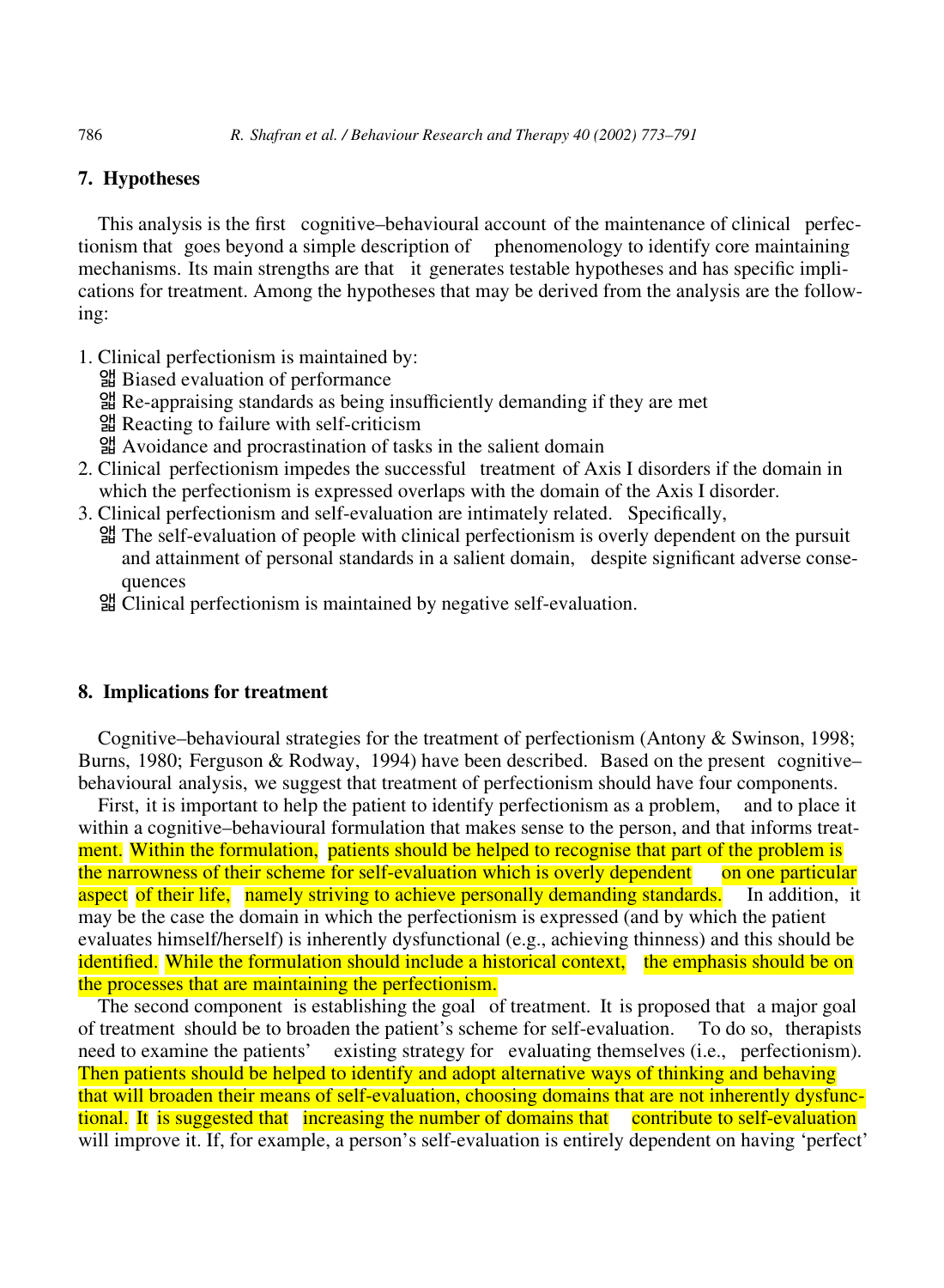## 7. Hypotheses

This analysis is the first cognitive–behavioural account of the maintenance of clinical perfectionism that goes beyond a simple description of phenomenology to identify core maintaining mechanisms. Its main strengths are that it generates testable hypotheses and has specific implications for treatment. Among the hypotheses that may be derived from the analysis are the following:

1. Clinical perfectionism is maintained by:
   - Biased evaluation of performance
   - Re-appraising standards as being insufficiently demanding if they are met
   - Reacting to failure with self-criticism
   - Avoidance and procrastination of tasks in the salient domain
2. Clinical perfectionism impedes the successful treatment of Axis I disorders if the domain in which the perfectionism is expressed overlaps with the domain of the Axis I disorder.
3. Clinical perfectionism and self-evaluation are intimately related. Specifically,
   - The self-evaluation of people with clinical perfectionism is overly dependent on the pursuit and attainment of personal standards in a salient domain, despite significant adverse consequences
   - Clinical perfectionism is maintained by negative self-evaluation.

## 8. Implications for treatment

Cognitive–behavioural strategies for the treatment of perfectionism (Antony & Swinson, 1998; Burns, 1980; Ferguson & Rodway, 1994) have been described. Based on the present cognitive–behavioural analysis, we suggest that treatment of perfectionism should have four components.

First, it is important to help the patient to identify perfectionism as a problem, and to place it within a cognitive–behavioural formulation that makes sense to the person, and that informs treatment. Within the formulation, patients should be helped to recognise that part of the problem is the narrowness of their scheme for self-evaluation which is overly dependent on one particular aspect of their life, namely striving to achieve personally demanding standards. In addition, it may be the case the domain in which the perfectionism is expressed (and by which the patient evaluates himself/herself) is inherently dysfunctional (e.g., achieving thinness) and this should be identified. While the formulation should include a historical context, the emphasis should be on the processes that are maintaining the perfectionism.

The second component is establishing the goal of treatment. It is proposed that a major goal of treatment should be to broaden the patient's scheme for self-evaluation. To do so, therapists need to examine the patients' existing strategy for evaluating themselves (i.e., perfectionism). Then patients should be helped to identify and adopt alternative ways of thinking and behaving that will broaden their means of self-evaluation, choosing domains that are not inherently dysfunctional. It is suggested that increasing the number of domains that contribute to self-evaluation will improve it. If, for example, a person's self-evaluation is entirely dependent on having 'perfect'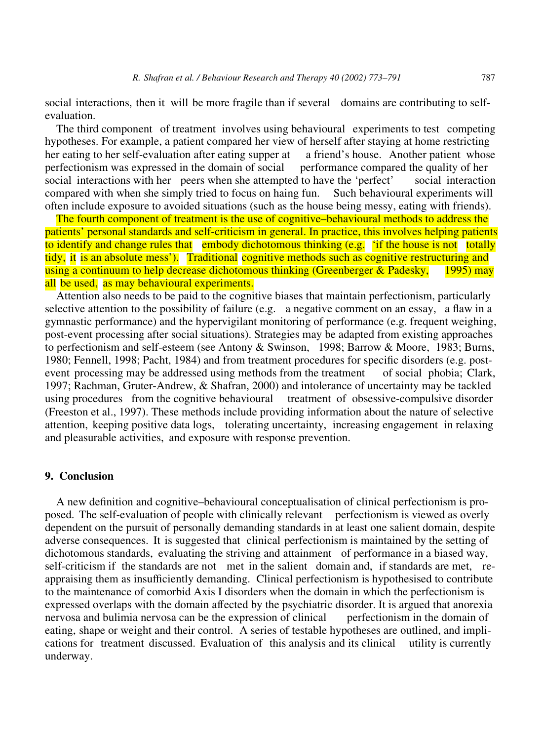social interactions, then it will be more fragile than if several domains are contributing to self-evaluation.

The third component of treatment involves using behavioural experiments to test competing hypotheses. For example, a patient compared her view of herself after staying at home restricting her eating to her self-evaluation after eating supper at a friend's house. Another patient whose perfectionism was expressed in the domain of social performance compared the quality of her social interactions with her peers when she attempted to have the 'perfect' social interaction compared with when she simply tried to focus on haing fun. Such behavioural experiments will often include exposure to avoided situations (such as the house being messy, eating with friends).

The fourth component of treatment is the use of cognitive–behavioural methods to address the patients' personal standards and self-criticism in general. In practice, this involves helping patients to identify and change rules that embody dichotomous thinking (e.g. 'if the house is not totally tidy, it is an absolute mess'). Traditional cognitive methods such as cognitive restructuring and using a continuum to help decrease dichotomous thinking (Greenberger & Padesky, 1995) may all be used, as may behavioural experiments.

Attention also needs to be paid to the cognitive biases that maintain perfectionism, particularly selective attention to the possibility of failure (e.g. a negative comment on an essay, a flaw in a gymnastic performance) and the hypervigilant monitoring of performance (e.g. frequent weighing, post-event processing after social situations). Strategies may be adapted from existing approaches to perfectionism and self-esteem (see Antony & Swinson, 1998; Barrow & Moore, 1983; Burns, 1980; Fennell, 1998; Pacht, 1984) and from treatment procedures for specific disorders (e.g. post-event processing may be addressed using methods from the treatment of social phobia; Clark, 1997; Rachman, Gruter-Andrew, & Shafran, 2000) and intolerance of uncertainty may be tackled using procedures from the cognitive behavioural treatment of obsessive-compulsive disorder (Freeston et al., 1997). These methods include providing information about the nature of selective attention, keeping positive data logs, tolerating uncertainty, increasing engagement in relaxing and pleasurable activities, and exposure with response prevention.

## 9. Conclusion

A new definition and cognitive–behavioural conceptualisation of clinical perfectionism is proposed. The self-evaluation of people with clinically relevant perfectionism is viewed as overly dependent on the pursuit of personally demanding standards in at least one salient domain, despite adverse consequences. It is suggested that clinical perfectionism is maintained by the setting of dichotomous standards, evaluating the striving and attainment of performance in a biased way, self-criticism if the standards are not met in the salient domain and, if standards are met, re-appraising them as insufficiently demanding. Clinical perfectionism is hypothesised to contribute to the maintenance of comorbid Axis I disorders when the domain in which the perfectionism is expressed overlaps with the domain affected by the psychiatric disorder. It is argued that anorexia nervosa and bulimia nervosa can be the expression of clinical perfectionism in the domain of eating, shape or weight and their control. A series of testable hypotheses are outlined, and implications for treatment discussed. Evaluation of this analysis and its clinical utility is currently underway.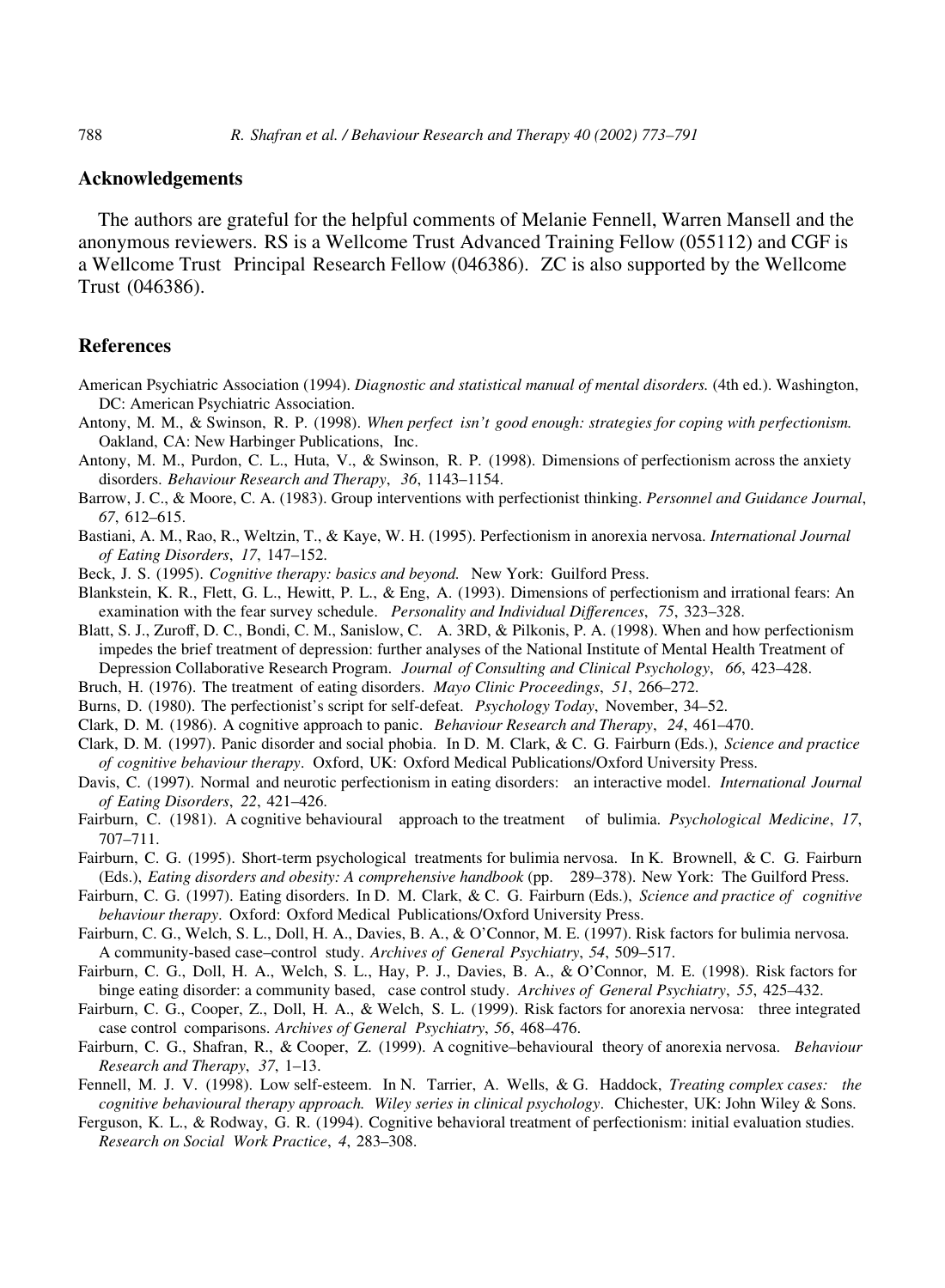## Acknowledgements

The authors are grateful for the helpful comments of Melanie Fennell, Warren Mansell and the anonymous reviewers. RS is a Wellcome Trust Advanced Training Fellow (055112) and CGF is a Wellcome Trust Principal Research Fellow (046386). ZC is also supported by the Wellcome Trust (046386).

## References

American Psychiatric Association (1994). *Diagnostic and statistical manual of mental disorders.* (4th ed.). Washington, DC: American Psychiatric Association.

Antony, M. M., & Swinson, R. P. (1998). *When perfect isn't good enough: strategies for coping with perfectionism.* Oakland, CA: New Harbinger Publications, Inc.

Antony, M. M., Purdon, C. L., Huta, V., & Swinson, R. P. (1998). Dimensions of perfectionism across the anxiety disorders. *Behaviour Research and Therapy*, *36*, 1143–1154.

Barrow, J. C., & Moore, C. A. (1983). Group interventions with perfectionist thinking. *Personnel and Guidance Journal*, *67*, 612–615.

Bastiani, A. M., Rao, R., Weltzin, T., & Kaye, W. H. (1995). Perfectionism in anorexia nervosa. *International Journal of Eating Disorders*, *17*, 147–152.

Beck, J. S. (1995). *Cognitive therapy: basics and beyond.* New York: Guilford Press.

Blankstein, K. R., Flett, G. L., Hewitt, P. L., & Eng, A. (1993). Dimensions of perfectionism and irrational fears: An examination with the fear survey schedule. *Personality and Individual Differences*, *75*, 323–328.

Blatt, S. J., Zuroff, D. C., Bondi, C. M., Sanislow, C. A. 3RD, & Pilkonis, P. A. (1998). When and how perfectionism impedes the brief treatment of depression: further analyses of the National Institute of Mental Health Treatment of Depression Collaborative Research Program. *Journal of Consulting and Clinical Psychology*, *66*, 423–428.

Bruch, H. (1976). The treatment of eating disorders. *Mayo Clinic Proceedings*, *51*, 266–272.

Burns, D. (1980). The perfectionist's script for self-defeat. *Psychology Today*, November, 34–52.

Clark, D. M. (1986). A cognitive approach to panic. *Behaviour Research and Therapy*, *24*, 461–470.

Clark, D. M. (1997). Panic disorder and social phobia. In D. M. Clark, & C. G. Fairburn (Eds.), *Science and practice of cognitive behaviour therapy*. Oxford, UK: Oxford Medical Publications/Oxford University Press.

Davis, C. (1997). Normal and neurotic perfectionism in eating disorders: an interactive model. *International Journal of Eating Disorders*, *22*, 421–426.

Fairburn, C. (1981). A cognitive behavioural approach to the treatment of bulimia. *Psychological Medicine*, *17*, 707–711.

Fairburn, C. G. (1995). Short-term psychological treatments for bulimia nervosa. In K. Brownell, & C. G. Fairburn (Eds.), *Eating disorders and obesity: A comprehensive handbook* (pp. 289–378). New York: The Guilford Press.

Fairburn, C. G. (1997). Eating disorders. In D. M. Clark, & C. G. Fairburn (Eds.), *Science and practice of cognitive behaviour therapy*. Oxford: Oxford Medical Publications/Oxford University Press.

Fairburn, C. G., Welch, S. L., Doll, H. A., Davies, B. A., & O'Connor, M. E. (1997). Risk factors for bulimia nervosa. A community-based case–control study. *Archives of General Psychiatry*, *54*, 509–517.

Fairburn, C. G., Doll, H. A., Welch, S. L., Hay, P. J., Davies, B. A., & O'Connor, M. E. (1998). Risk factors for binge eating disorder: a community based, case control study. *Archives of General Psychiatry*, *55*, 425–432.

Fairburn, C. G., Cooper, Z., Doll, H. A., & Welch, S. L. (1999). Risk factors for anorexia nervosa: three integrated case control comparisons. *Archives of General Psychiatry*, *56*, 468–476.

Fairburn, C. G., Shafran, R., & Cooper, Z. (1999). A cognitive–behavioural theory of anorexia nervosa. *Behaviour Research and Therapy*, *37*, 1–13.

Fennell, M. J. V. (1998). Low self-esteem. In N. Tarrier, A. Wells, & G. Haddock, *Treating complex cases: the cognitive behavioural therapy approach. Wiley series in clinical psychology*. Chichester, UK: John Wiley & Sons.

Ferguson, K. L., & Rodway, G. R. (1994). Cognitive behavioral treatment of perfectionism: initial evaluation studies. *Research on Social Work Practice*, *4*, 283–308.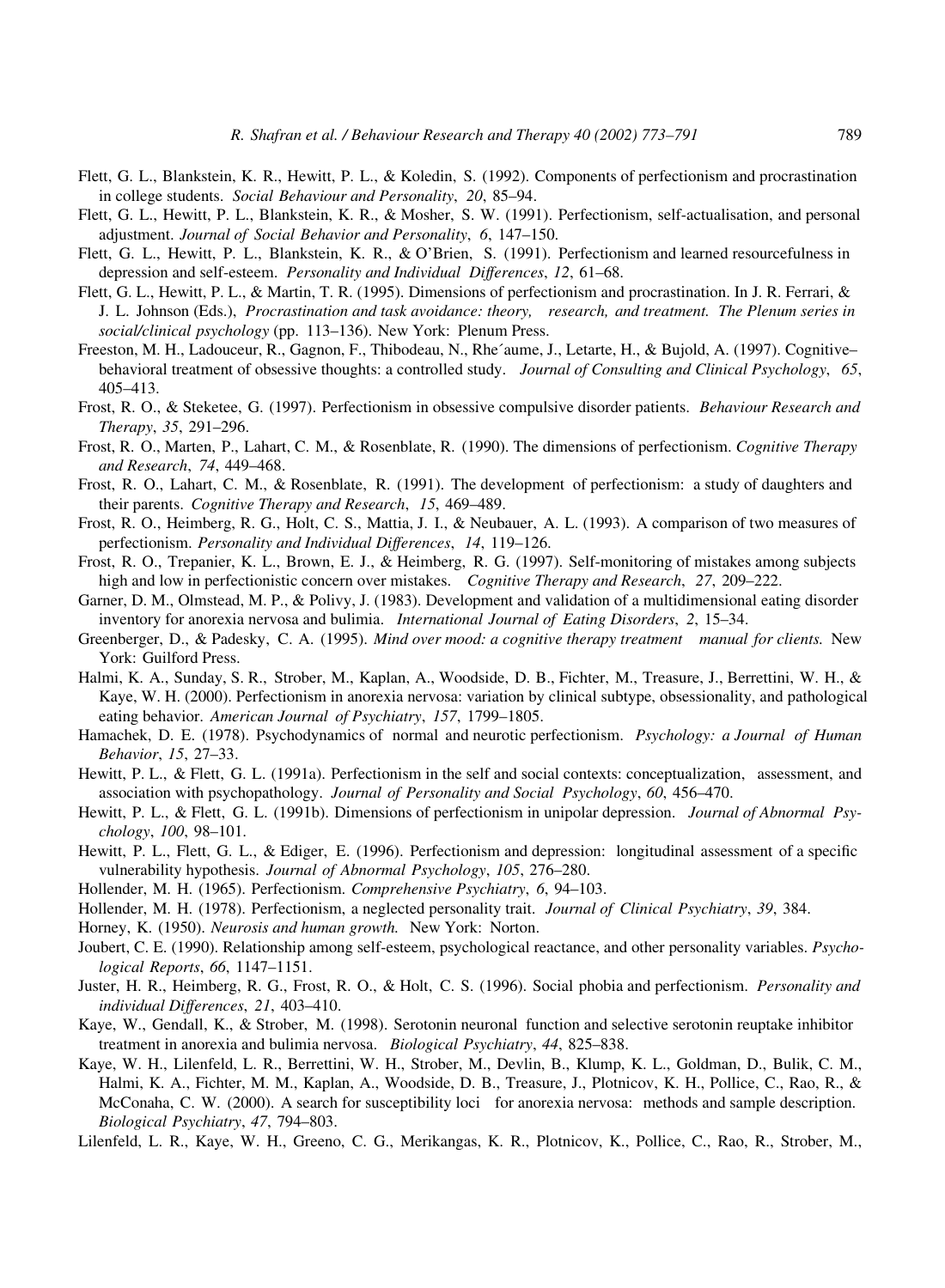Flett, G. L., Blankstein, K. R., Hewitt, P. L., & Koledin, S. (1992). Components of perfectionism and procrastination in college students. *Social Behaviour and Personality*, *20*, 85–94.

Flett, G. L., Hewitt, P. L., Blankstein, K. R., & Mosher, S. W. (1991). Perfectionism, self-actualisation, and personal adjustment. *Journal of Social Behavior and Personality*, *6*, 147–150.

Flett, G. L., Hewitt, P. L., Blankstein, K. R., & O'Brien, S. (1991). Perfectionism and learned resourcefulness in depression and self-esteem. *Personality and Individual Differences*, *12*, 61–68.

Flett, G. L., Hewitt, P. L., & Martin, T. R. (1995). Dimensions of perfectionism and procrastination. In J. R. Ferrari, & J. L. Johnson (Eds.), *Procrastination and task avoidance: theory, research, and treatment. The Plenum series in social/clinical psychology* (pp. 113–136). New York: Plenum Press.

Freeston, M. H., Ladouceur, R., Gagnon, F., Thibodeau, N., Rhe´aume, J., Letarte, H., & Bujold, A. (1997). Cognitive–behavioral treatment of obsessive thoughts: a controlled study. *Journal of Consulting and Clinical Psychology*, *65*, 405–413.

Frost, R. O., & Steketee, G. (1997). Perfectionism in obsessive compulsive disorder patients. *Behaviour Research and Therapy*, *35*, 291–296.

Frost, R. O., Marten, P., Lahart, C. M., & Rosenblate, R. (1990). The dimensions of perfectionism. *Cognitive Therapy and Research*, *74*, 449–468.

Frost, R. O., Lahart, C. M., & Rosenblate, R. (1991). The development of perfectionism: a study of daughters and their parents. *Cognitive Therapy and Research*, *15*, 469–489.

Frost, R. O., Heimberg, R. G., Holt, C. S., Mattia, J. I., & Neubauer, A. L. (1993). A comparison of two measures of perfectionism. *Personality and Individual Differences*, *14*, 119–126.

Frost, R. O., Trepanier, K. L., Brown, E. J., & Heimberg, R. G. (1997). Self-monitoring of mistakes among subjects high and low in perfectionistic concern over mistakes. *Cognitive Therapy and Research*, *27*, 209–222.

Garner, D. M., Olmstead, M. P., & Polivy, J. (1983). Development and validation of a multidimensional eating disorder inventory for anorexia nervosa and bulimia. *International Journal of Eating Disorders*, *2*, 15–34.

Greenberger, D., & Padesky, C. A. (1995). *Mind over mood: a cognitive therapy treatment manual for clients.* New York: Guilford Press.

Halmi, K. A., Sunday, S. R., Strober, M., Kaplan, A., Woodside, D. B., Fichter, M., Treasure, J., Berrettini, W. H., & Kaye, W. H. (2000). Perfectionism in anorexia nervosa: variation by clinical subtype, obsessionality, and pathological eating behavior. *American Journal of Psychiatry*, *157*, 1799–1805.

Hamachek, D. E. (1978). Psychodynamics of normal and neurotic perfectionism. *Psychology: a Journal of Human Behavior*, *15*, 27–33.

Hewitt, P. L., & Flett, G. L. (1991a). Perfectionism in the self and social contexts: conceptualization, assessment, and association with psychopathology. *Journal of Personality and Social Psychology*, *60*, 456–470.

Hewitt, P. L., & Flett, G. L. (1991b). Dimensions of perfectionism in unipolar depression. *Journal of Abnormal Psychology*, *100*, 98–101.

Hewitt, P. L., Flett, G. L., & Ediger, E. (1996). Perfectionism and depression: longitudinal assessment of a specific vulnerability hypothesis. *Journal of Abnormal Psychology*, *105*, 276–280.

Hollender, M. H. (1965). Perfectionism. *Comprehensive Psychiatry*, *6*, 94–103.

Hollender, M. H. (1978). Perfectionism, a neglected personality trait. *Journal of Clinical Psychiatry*, *39*, 384.

Horney, K. (1950). *Neurosis and human growth.* New York: Norton.

Joubert, C. E. (1990). Relationship among self-esteem, psychological reactance, and other personality variables. *Psychological Reports*, *66*, 1147–1151.

Juster, H. R., Heimberg, R. G., Frost, R. O., & Holt, C. S. (1996). Social phobia and perfectionism. *Personality and individual Differences*, *21*, 403–410.

Kaye, W., Gendall, K., & Strober, M. (1998). Serotonin neuronal function and selective serotonin reuptake inhibitor treatment in anorexia and bulimia nervosa. *Biological Psychiatry*, *44*, 825–838.

Kaye, W. H., Lilenfeld, L. R., Berrettini, W. H., Strober, M., Devlin, B., Klump, K. L., Goldman, D., Bulik, C. M., Halmi, K. A., Fichter, M. M., Kaplan, A., Woodside, D. B., Treasure, J., Plotnicov, K. H., Pollice, C., Rao, R., & McConaha, C. W. (2000). A search for susceptibility loci for anorexia nervosa: methods and sample description. *Biological Psychiatry*, *47*, 794–803.

Lilenfeld, L. R., Kaye, W. H., Greeno, C. G., Merikangas, K. R., Plotnicov, K., Pollice, C., Rao, R., Strober, M.,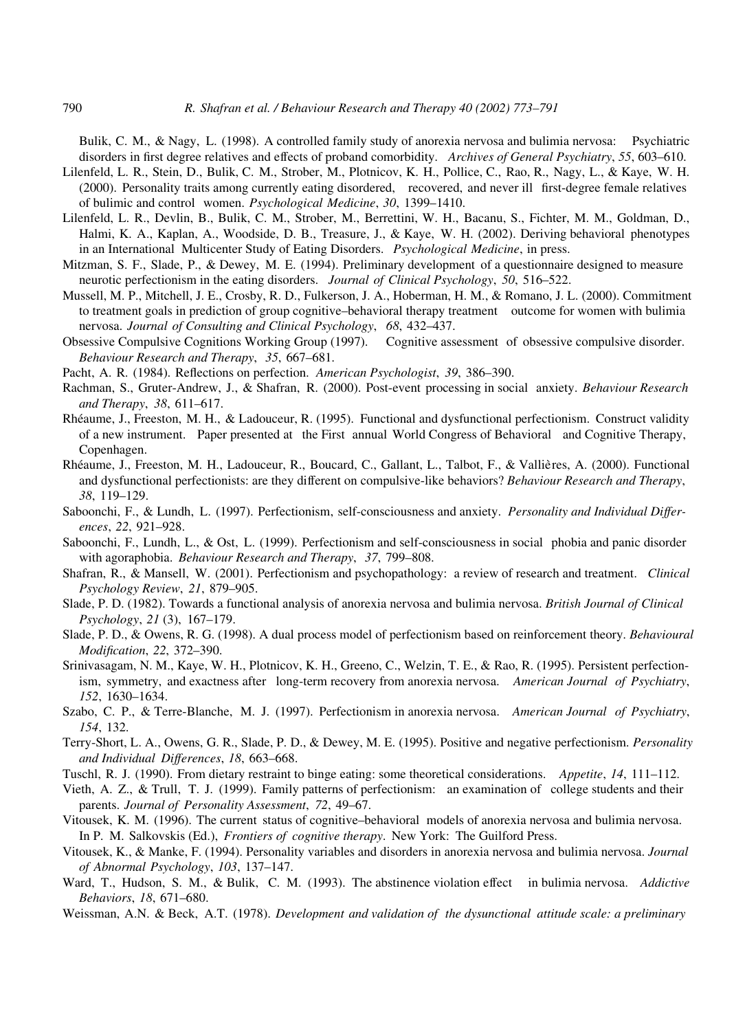Bulik, C. M., & Nagy, L. (1998). A controlled family study of anorexia nervosa and bulimia nervosa: Psychiatric disorders in first degree relatives and effects of proband comorbidity. *Archives of General Psychiatry*, *55*, 603–610.

Lilenfeld, L. R., Stein, D., Bulik, C. M., Strober, M., Plotnicov, K. H., Pollice, C., Rao, R., Nagy, L., & Kaye, W. H. (2000). Personality traits among currently eating disordered, recovered, and never ill first-degree female relatives of bulimic and control women. *Psychological Medicine*, *30*, 1399–1410.

Lilenfeld, L. R., Devlin, B., Bulik, C. M., Strober, M., Berrettini, W. H., Bacanu, S., Fichter, M. M., Goldman, D., Halmi, K. A., Kaplan, A., Woodside, D. B., Treasure, J., & Kaye, W. H. (2002). Deriving behavioral phenotypes in an International Multicenter Study of Eating Disorders. *Psychological Medicine*, in press.

Mitzman, S. F., Slade, P., & Dewey, M. E. (1994). Preliminary development of a questionnaire designed to measure neurotic perfectionism in the eating disorders. *Journal of Clinical Psychology*, *50*, 516–522.

Mussell, M. P., Mitchell, J. E., Crosby, R. D., Fulkerson, J. A., Hoberman, H. M., & Romano, J. L. (2000). Commitment to treatment goals in prediction of group cognitive–behavioral therapy treatment outcome for women with bulimia nervosa. *Journal of Consulting and Clinical Psychology*, *68*, 432–437.

Obsessive Compulsive Cognitions Working Group (1997). Cognitive assessment of obsessive compulsive disorder. *Behaviour Research and Therapy*, *35*, 667–681.

Pacht, A. R. (1984). Reflections on perfection. *American Psychologist*, *39*, 386–390.

Rachman, S., Gruter-Andrew, J., & Shafran, R. (2000). Post-event processing in social anxiety. *Behaviour Research and Therapy*, *38*, 611–617.

Rhéaume, J., Freeston, M. H., & Ladouceur, R. (1995). Functional and dysfunctional perfectionism. Construct validity of a new instrument. Paper presented at the First annual World Congress of Behavioral and Cognitive Therapy, Copenhagen.

Rhéaume, J., Freeston, M. H., Ladouceur, R., Boucard, C., Gallant, L., Talbot, F., & Vallières, A. (2000). Functional and dysfunctional perfectionists: are they different on compulsive-like behaviors? *Behaviour Research and Therapy*, *38*, 119–129.

Saboonchi, F., & Lundh, L. (1997). Perfectionism, self-consciousness and anxiety. *Personality and Individual Differences*, *22*, 921–928.

Saboonchi, F., Lundh, L., & Ost, L. (1999). Perfectionism and self-consciousness in social phobia and panic disorder with agoraphobia. *Behaviour Research and Therapy*, *37*, 799–808.

Shafran, R., & Mansell, W. (2001). Perfectionism and psychopathology: a review of research and treatment. *Clinical Psychology Review*, *21*, 879–905.

Slade, P. D. (1982). Towards a functional analysis of anorexia nervosa and bulimia nervosa. *British Journal of Clinical Psychology*, *21* (3), 167–179.

Slade, P. D., & Owens, R. G. (1998). A dual process model of perfectionism based on reinforcement theory. *Behavioural Modification*, *22*, 372–390.

Srinivasagam, N. M., Kaye, W. H., Plotnicov, K. H., Greeno, C., Welzin, T. E., & Rao, R. (1995). Persistent perfectionism, symmetry, and exactness after long-term recovery from anorexia nervosa. *American Journal of Psychiatry*, *152*, 1630–1634.

Szabo, C. P., & Terre-Blanche, M. J. (1997). Perfectionism in anorexia nervosa. *American Journal of Psychiatry*, *154*, 132.

Terry-Short, L. A., Owens, G. R., Slade, P. D., & Dewey, M. E. (1995). Positive and negative perfectionism. *Personality and Individual Differences*, *18*, 663–668.

Tuschl, R. J. (1990). From dietary restraint to binge eating: some theoretical considerations. *Appetite*, *14*, 111–112.

Vieth, A. Z., & Trull, T. J. (1999). Family patterns of perfectionism: an examination of college students and their parents. *Journal of Personality Assessment*, *72*, 49–67.

Vitousek, K. M. (1996). The current status of cognitive–behavioral models of anorexia nervosa and bulimia nervosa. In P. M. Salkovskis (Ed.), *Frontiers of cognitive therapy.* New York: The Guilford Press.

Vitousek, K., & Manke, F. (1994). Personality variables and disorders in anorexia nervosa and bulimia nervosa. *Journal of Abnormal Psychology*, *103*, 137–147.

Ward, T., Hudson, S. M., & Bulik, C. M. (1993). The abstinence violation effect in bulimia nervosa. *Addictive Behaviors*, *18*, 671–680.

Weissman, A.N. & Beck, A.T. (1978). *Development and validation of the dysunctional attitude scale: a preliminary*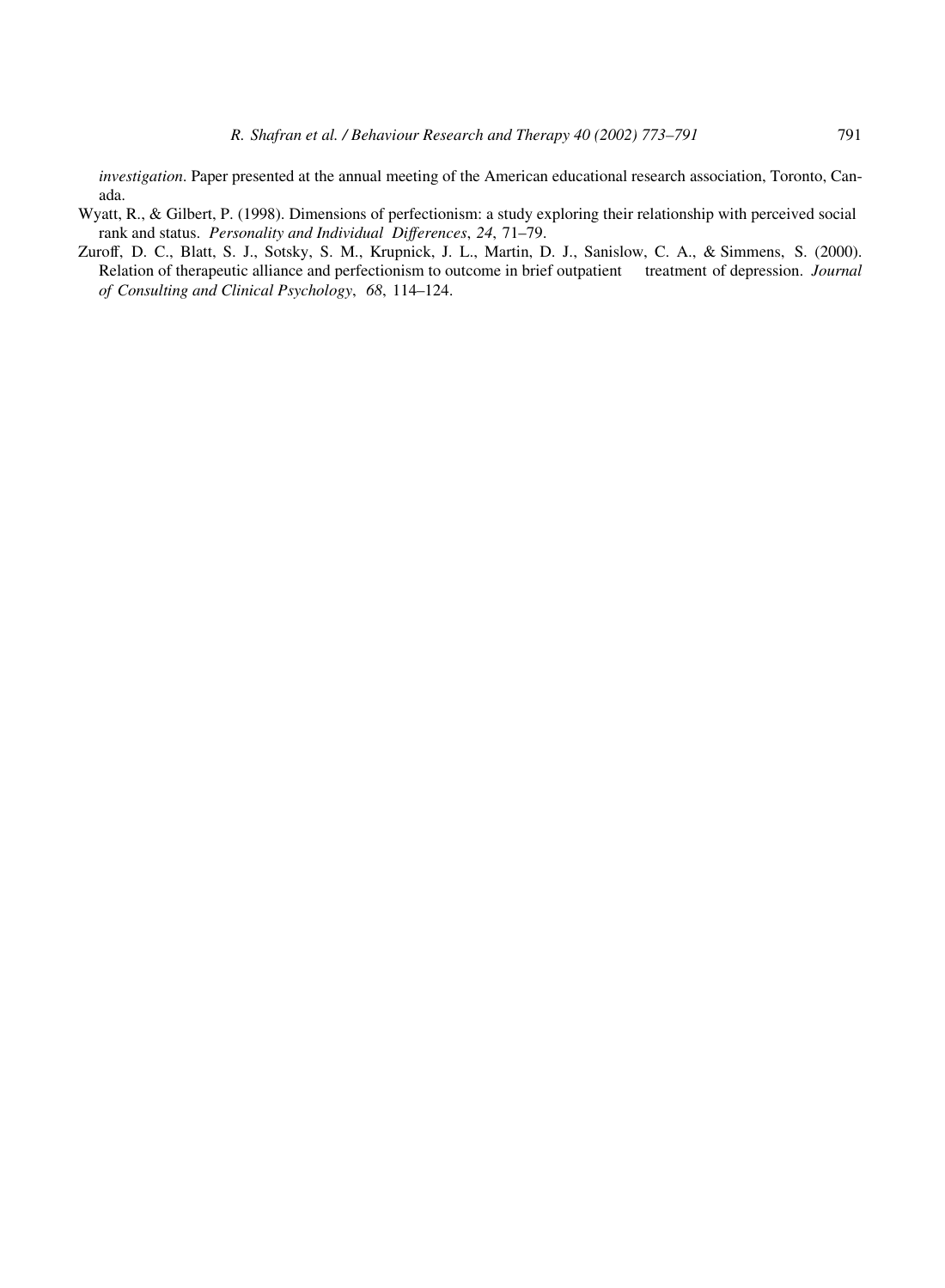*investigation*. Paper presented at the annual meeting of the American educational research association, Toronto, Canada.

Wyatt, R., & Gilbert, P. (1998). Dimensions of perfectionism: a study exploring their relationship with perceived social rank and status. *Personality and Individual Differences*, *24*, 71–79.

Zuroff, D. C., Blatt, S. J., Sotsky, S. M., Krupnick, J. L., Martin, D. J., Sanislow, C. A., & Simmens, S. (2000). Relation of therapeutic alliance and perfectionism to outcome in brief outpatient treatment of depression. *Journal of Consulting and Clinical Psychology*, *68*, 114–124.